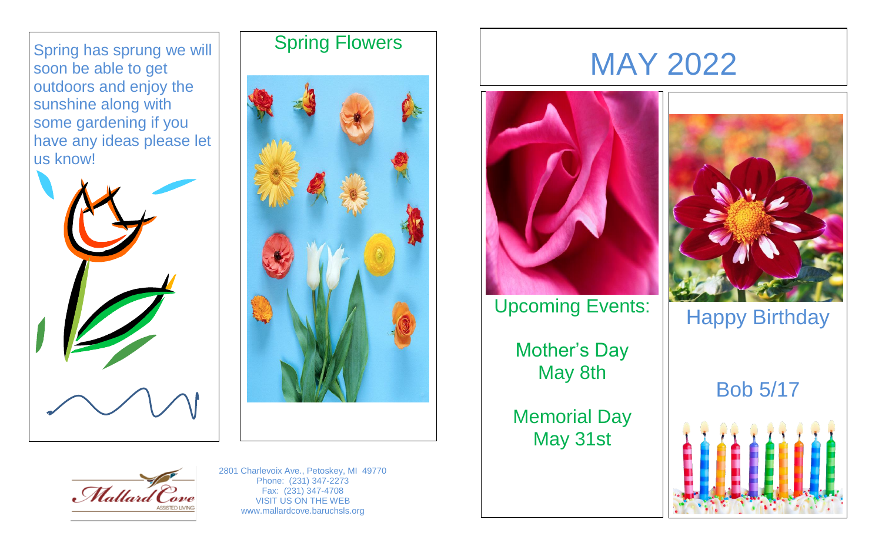Spring has sprung we will soon be able to get outdoors and enjoy the sunshine along with some gardening if you have any ideas please let us know!

## Spring Flowers

# MAY 2022

## Upcoming Events:

Mother's Day
May 8th

Memorial Day
May 31st

## Happy Birthday

Bob 5/17

Mallard Cove
ASSISTED LIVING

2801 Charlevoix Ave., Petoskey, MI 49770
Phone: (231) 347-2273
Fax: (231) 347-4708
VISIT US ON THE WEB
www.mallardcove.baruchsls.org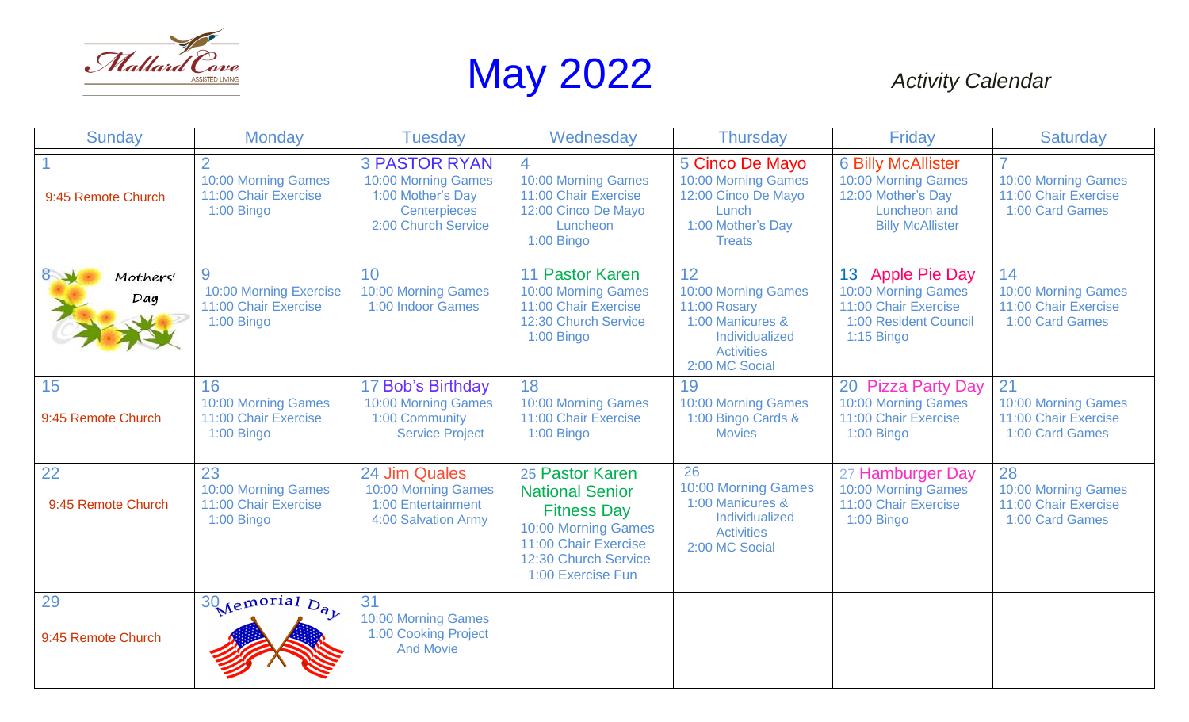Mallard Cove Assisted Living

# May 2022

*Activity Calendar*

| Sunday | Monday | Tuesday | Wednesday | Thursday | Friday | Saturday |
|---|---|---|---|---|---|---|
| 1<br>9:45 Remote Church | 2<br>10:00 Morning Games<br>11:00 Chair Exercise<br>1:00 Bingo | 3 PASTOR RYAN<br>10:00 Morning Games<br>1:00 Mother's Day Centerpieces<br>2:00 Church Service | 4<br>10:00 Morning Games<br>11:00 Chair Exercise<br>12:00 Cinco De Mayo Luncheon<br>1:00 Bingo | 5 Cinco De Mayo<br>10:00 Morning Games<br>12:00 Cinco De Mayo Lunch<br>1:00 Mother's Day Treats | 6 Billy McAllister<br>10:00 Morning Games<br>12:00 Mother's Day Luncheon and Billy McAllister | 7<br>10:00 Morning Games<br>11:00 Chair Exercise<br>1:00 Card Games |
| 8 Mothers' Day | 9<br>10:00 Morning Exercise<br>11:00 Chair Exercise<br>1:00 Bingo | 10<br>10:00 Morning Games<br>1:00 Indoor Games | 11 Pastor Karen<br>10:00 Morning Games<br>11:00 Chair Exercise<br>12:30 Church Service<br>1:00 Bingo | 12<br>10:00 Morning Games<br>11:00 Rosary<br>1:00 Manicures & Individualized Activities<br>2:00 MC Social | 13 Apple Pie Day<br>10:00 Morning Games<br>11:00 Chair Exercise<br>1:00 Resident Council<br>1:15 Bingo | 14<br>10:00 Morning Games<br>11:00 Chair Exercise<br>1:00 Card Games |
| 15<br>9:45 Remote Church | 16<br>10:00 Morning Games<br>11:00 Chair Exercise<br>1:00 Bingo | 17 Bob's Birthday<br>10:00 Morning Games<br>1:00 Community Service Project | 18<br>10:00 Morning Games<br>11:00 Chair Exercise<br>1:00 Bingo | 19<br>10:00 Morning Games<br>1:00 Bingo Cards & Movies | 20 Pizza Party Day<br>10:00 Morning Games<br>11:00 Chair Exercise<br>1:00 Bingo | 21<br>10:00 Morning Games<br>11:00 Chair Exercise<br>1:00 Card Games |
| 22<br>9:45 Remote Church | 23<br>10:00 Morning Games<br>11:00 Chair Exercise<br>1:00 Bingo | 24 Jim Quales<br>10:00 Morning Games<br>1:00 Entertainment<br>4:00 Salvation Army | 25 Pastor Karen<br>National Senior Fitness Day<br>10:00 Morning Games<br>11:00 Chair Exercise<br>12:30 Church Service<br>1:00 Exercise Fun | 26<br>10:00 Morning Games<br>1:00 Manicures & Individualized Activities<br>2:00 MC Social | 27 Hamburger Day<br>10:00 Morning Games<br>11:00 Chair Exercise<br>1:00 Bingo | 28<br>10:00 Morning Games<br>11:00 Chair Exercise<br>1:00 Card Games |
| 29<br>9:45 Remote Church | 30 Memorial Day | 31<br>10:00 Morning Games<br>1:00 Cooking Project And Movie | | | | |